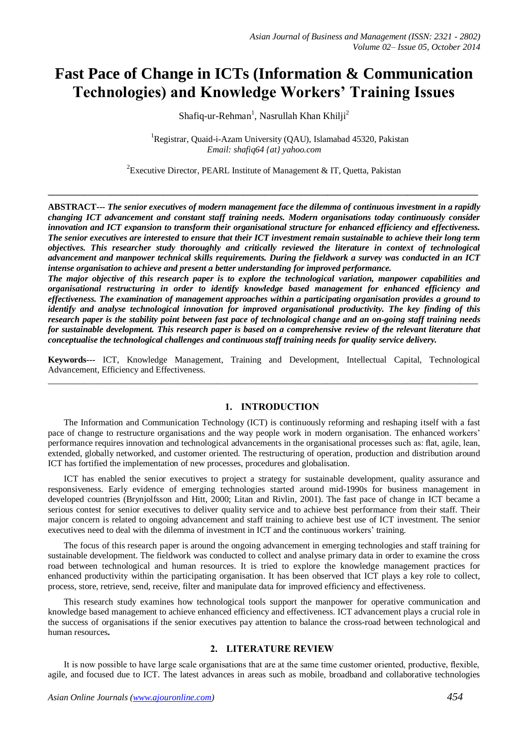# Fast Pace of Change in ICTs (Information & Communication Technologies) and Knowledge Workers' Training Issues

Shafiq-ur-Rehman[1], Nasrullah Khan Khilji[2]

[1]Registrar, Quaid-i-Azam University (QAU), Islamabad 45320, Pakistan
*Email: shafiq64 {at} yahoo.com*

[2]Executive Director, PEARL Institute of Management & IT, Quetta, Pakistan

---

**ABSTRACT---** ***The senior executives of modern management face the dilemma of continuous investment in a rapidly changing ICT advancement and constant staff training needs. Modern organisations today continuously consider innovation and ICT expansion to transform their organisational structure for enhanced efficiency and effectiveness. The senior executives are interested to ensure that their ICT investment remain sustainable to achieve their long term objectives. This researcher study thoroughly and critically reviewed the literature in context of technological advancement and manpower technical skills requirements. During the fieldwork a survey was conducted in an ICT intense organisation to achieve and present a better understanding for improved performance.***

***The major objective of this research paper is to explore the technological variation, manpower capabilities and organisational restructuring in order to identify knowledge based management for enhanced efficiency and effectiveness. The examination of management approaches within a participating organisation provides a ground to identify and analyse technological innovation for improved organisational productivity. The key finding of this research paper is the stability point between fast pace of technological change and an on-going staff training needs for sustainable development. This research paper is based on a comprehensive review of the relevant literature that conceptualise the technological challenges and continuous staff training needs for quality service delivery.***

**Keywords---** ICT, Knowledge Management, Training and Development, Intellectual Capital, Technological Advancement, Efficiency and Effectiveness.

---

## 1. INTRODUCTION

The Information and Communication Technology (ICT) is continuously reforming and reshaping itself with a fast pace of change to restructure organisations and the way people work in modern organisation. The enhanced workers' performance requires innovation and technological advancements in the organisational processes such as: flat, agile, lean, extended, globally networked, and customer oriented. The restructuring of operation, production and distribution around ICT has fortified the implementation of new processes, procedures and globalisation.

ICT has enabled the senior executives to project a strategy for sustainable development, quality assurance and responsiveness. Early evidence of emerging technologies started around mid-1990s for business management in developed countries (Brynjolfsson and Hitt, 2000; Litan and Rivlin, 2001). The fast pace of change in ICT became a serious contest for senior executives to deliver quality service and to achieve best performance from their staff. Their major concern is related to ongoing advancement and staff training to achieve best use of ICT investment. The senior executives need to deal with the dilemma of investment in ICT and the continuous workers' training.

The focus of this research paper is around the ongoing advancement in emerging technologies and staff training for sustainable development. The fieldwork was conducted to collect and analyse primary data in order to examine the cross road between technological and human resources. It is tried to explore the knowledge management practices for enhanced productivity within the participating organisation. It has been observed that ICT plays a key role to collect, process, store, retrieve, send, receive, filter and manipulate data for improved efficiency and effectiveness.

This research study examines how technological tools support the manpower for operative communication and knowledge based management to achieve enhanced efficiency and effectiveness. ICT advancement plays a crucial role in the success of organisations if the senior executives pay attention to balance the cross-road between technological and human resources**.**

## 2. LITERATURE REVIEW

It is now possible to have large scale organisations that are at the same time customer oriented, productive, flexible, agile, and focused due to ICT. The latest advances in areas such as mobile, broadband and collaborative technologies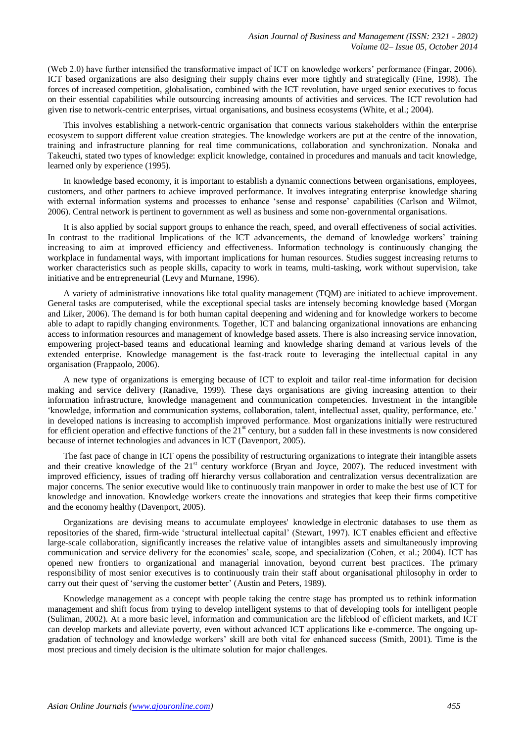(Web 2.0) have further intensified the transformative impact of ICT on knowledge workers' performance (Fingar, 2006). ICT based organizations are also designing their supply chains ever more tightly and strategically (Fine, 1998). The forces of increased competition, globalisation, combined with the ICT revolution, have urged senior executives to focus on their essential capabilities while outsourcing increasing amounts of activities and services. The ICT revolution had given rise to network-centric enterprises, virtual organisations, and business ecosystems (White, et al.; 2004).

This involves establishing a network-centric organisation that connects various stakeholders within the enterprise ecosystem to support different value creation strategies. The knowledge workers are put at the centre of the innovation, training and infrastructure planning for real time communications, collaboration and synchronization. Nonaka and Takeuchi, stated two types of knowledge: explicit knowledge, contained in procedures and manuals and tacit knowledge, learned only by experience (1995).

In knowledge based economy, it is important to establish a dynamic connections between organisations, employees, customers, and other partners to achieve improved performance. It involves integrating enterprise knowledge sharing with external information systems and processes to enhance 'sense and response' capabilities (Carlson and Wilmot, 2006). Central network is pertinent to government as well as business and some non-governmental organisations.

It is also applied by social support groups to enhance the reach, speed, and overall effectiveness of social activities. In contrast to the traditional Implications of the ICT advancements, the demand of knowledge workers' training increasing to aim at improved efficiency and effectiveness. Information technology is continuously changing the workplace in fundamental ways, with important implications for human resources. Studies suggest increasing returns to worker characteristics such as people skills, capacity to work in teams, multi-tasking, work without supervision, take initiative and be entrepreneurial (Levy and Murnane, 1996).

A variety of administrative innovations like total quality management (TQM) are initiated to achieve improvement. General tasks are computerised, while the exceptional special tasks are intensely becoming knowledge based (Morgan and Liker, 2006). The demand is for both human capital deepening and widening and for knowledge workers to become able to adapt to rapidly changing environments. Together, ICT and balancing organizational innovations are enhancing access to information resources and management of knowledge based assets. There is also increasing service innovation, empowering project-based teams and educational learning and knowledge sharing demand at various levels of the extended enterprise. Knowledge management is the fast-track route to leveraging the intellectual capital in any organisation (Frappaolo, 2006).

A new type of organizations is emerging because of ICT to exploit and tailor real-time information for decision making and service delivery (Ranadive, 1999). These days organisations are giving increasing attention to their information infrastructure, knowledge management and communication competencies. Investment in the intangible 'knowledge, information and communication systems, collaboration, talent, intellectual asset, quality, performance, etc.' in developed nations is increasing to accomplish improved performance. Most organizations initially were restructured for efficient operation and effective functions of the 21st century, but a sudden fall in these investments is now considered because of internet technologies and advances in ICT (Davenport, 2005).

The fast pace of change in ICT opens the possibility of restructuring organizations to integrate their intangible assets and their creative knowledge of the 21st century workforce (Bryan and Joyce, 2007). The reduced investment with improved efficiency, issues of trading off hierarchy versus collaboration and centralization versus decentralization are major concerns. The senior executive would like to continuously train manpower in order to make the best use of ICT for knowledge and innovation. Knowledge workers create the innovations and strategies that keep their firms competitive and the economy healthy (Davenport, 2005).

Organizations are devising means to accumulate employees' knowledge in electronic databases to use them as repositories of the shared, firm-wide 'structural intellectual capital' (Stewart, 1997). ICT enables efficient and effective large-scale collaboration, significantly increases the relative value of intangibles assets and simultaneously improving communication and service delivery for the economies' scale, scope, and specialization (Cohen, et al.; 2004). ICT has opened new frontiers to organizational and managerial innovation, beyond current best practices. The primary responsibility of most senior executives is to continuously train their staff about organisational philosophy in order to carry out their quest of 'serving the customer better' (Austin and Peters, 1989).

Knowledge management as a concept with people taking the centre stage has prompted us to rethink information management and shift focus from trying to develop intelligent systems to that of developing tools for intelligent people (Suliman, 2002). At a more basic level, information and communication are the lifeblood of efficient markets, and ICT can develop markets and alleviate poverty, even without advanced ICT applications like e-commerce. The ongoing up-gradation of technology and knowledge workers' skill are both vital for enhanced success (Smith, 2001). Time is the most precious and timely decision is the ultimate solution for major challenges.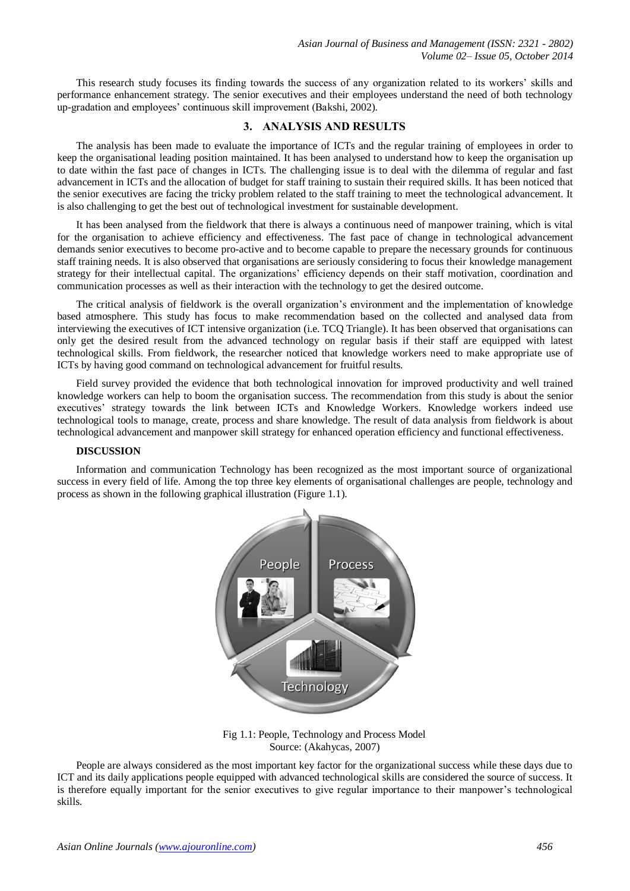This research study focuses its finding towards the success of any organization related to its workers' skills and performance enhancement strategy. The senior executives and their employees understand the need of both technology up-gradation and employees' continuous skill improvement (Bakshi, 2002).

## 3. ANALYSIS AND RESULTS

The analysis has been made to evaluate the importance of ICTs and the regular training of employees in order to keep the organisational leading position maintained. It has been analysed to understand how to keep the organisation up to date within the fast pace of changes in ICTs. The challenging issue is to deal with the dilemma of regular and fast advancement in ICTs and the allocation of budget for staff training to sustain their required skills. It has been noticed that the senior executives are facing the tricky problem related to the staff training to meet the technological advancement. It is also challenging to get the best out of technological investment for sustainable development.

It has been analysed from the fieldwork that there is always a continuous need of manpower training, which is vital for the organisation to achieve efficiency and effectiveness. The fast pace of change in technological advancement demands senior executives to become pro-active and to become capable to prepare the necessary grounds for continuous staff training needs. It is also observed that organisations are seriously considering to focus their knowledge management strategy for their intellectual capital. The organizations' efficiency depends on their staff motivation, coordination and communication processes as well as their interaction with the technology to get the desired outcome.

The critical analysis of fieldwork is the overall organization's environment and the implementation of knowledge based atmosphere. This study has focus to make recommendation based on the collected and analysed data from interviewing the executives of ICT intensive organization (i.e. TCQ Triangle). It has been observed that organisations can only get the desired result from the advanced technology on regular basis if their staff are equipped with latest technological skills. From fieldwork, the researcher noticed that knowledge workers need to make appropriate use of ICTs by having good command on technological advancement for fruitful results.

Field survey provided the evidence that both technological innovation for improved productivity and well trained knowledge workers can help to boom the organisation success. The recommendation from this study is about the senior executives' strategy towards the link between ICTs and Knowledge Workers. Knowledge workers indeed use technological tools to manage, create, process and share knowledge. The result of data analysis from fieldwork is about technological advancement and manpower skill strategy for enhanced operation efficiency and functional effectiveness.

### DISCUSSION

Information and communication Technology has been recognized as the most important source of organizational success in every field of life. Among the top three key elements of organisational challenges are people, technology and process as shown in the following graphical illustration (Figure 1.1).

Fig 1.1: People, Technology and Process Model
Source: (Akahycas, 2007)

People are always considered as the most important key factor for the organizational success while these days due to ICT and its daily applications people equipped with advanced technological skills are considered the source of success. It is therefore equally important for the senior executives to give regular importance to their manpower's technological skills.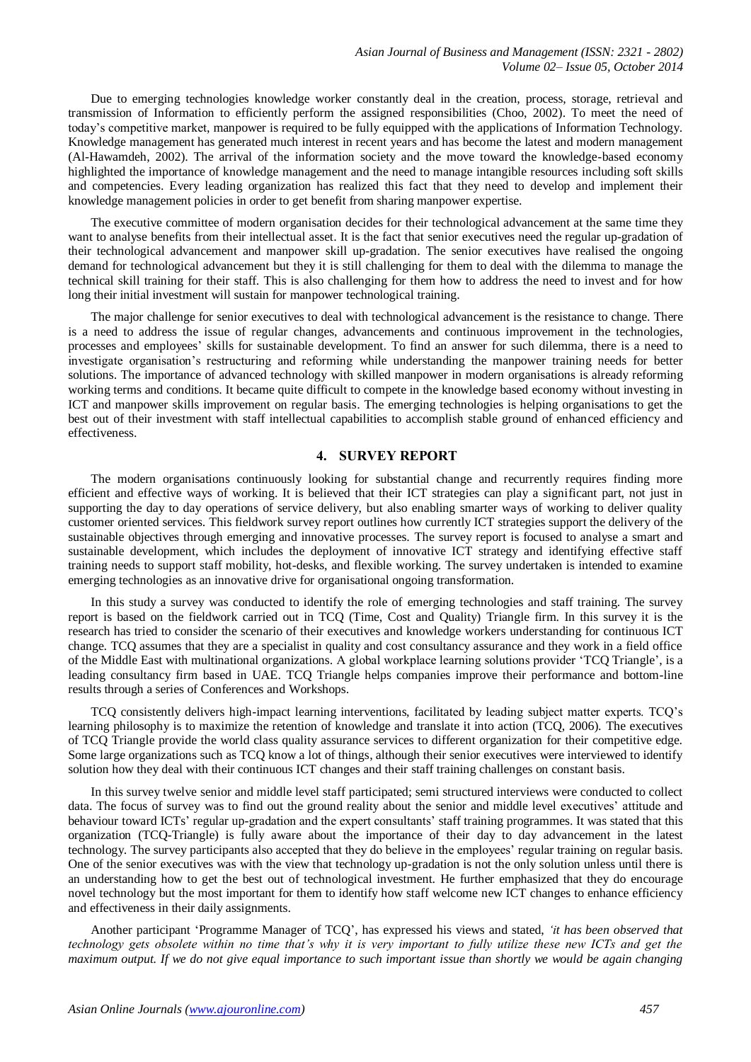Due to emerging technologies knowledge worker constantly deal in the creation, process, storage, retrieval and transmission of Information to efficiently perform the assigned responsibilities (Choo, 2002). To meet the need of today's competitive market, manpower is required to be fully equipped with the applications of Information Technology. Knowledge management has generated much interest in recent years and has become the latest and modern management (Al-Hawamdeh, 2002). The arrival of the information society and the move toward the knowledge-based economy highlighted the importance of knowledge management and the need to manage intangible resources including soft skills and competencies. Every leading organization has realized this fact that they need to develop and implement their knowledge management policies in order to get benefit from sharing manpower expertise.

The executive committee of modern organisation decides for their technological advancement at the same time they want to analyse benefits from their intellectual asset. It is the fact that senior executives need the regular up-gradation of their technological advancement and manpower skill up-gradation. The senior executives have realised the ongoing demand for technological advancement but they it is still challenging for them to deal with the dilemma to manage the technical skill training for their staff. This is also challenging for them how to address the need to invest and for how long their initial investment will sustain for manpower technological training.

The major challenge for senior executives to deal with technological advancement is the resistance to change. There is a need to address the issue of regular changes, advancements and continuous improvement in the technologies, processes and employees' skills for sustainable development. To find an answer for such dilemma, there is a need to investigate organisation's restructuring and reforming while understanding the manpower training needs for better solutions. The importance of advanced technology with skilled manpower in modern organisations is already reforming working terms and conditions. It became quite difficult to compete in the knowledge based economy without investing in ICT and manpower skills improvement on regular basis. The emerging technologies is helping organisations to get the best out of their investment with staff intellectual capabilities to accomplish stable ground of enhanced efficiency and effectiveness.

## 4. SURVEY REPORT

The modern organisations continuously looking for substantial change and recurrently requires finding more efficient and effective ways of working. It is believed that their ICT strategies can play a significant part, not just in supporting the day to day operations of service delivery, but also enabling smarter ways of working to deliver quality customer oriented services. This fieldwork survey report outlines how currently ICT strategies support the delivery of the sustainable objectives through emerging and innovative processes. The survey report is focused to analyse a smart and sustainable development, which includes the deployment of innovative ICT strategy and identifying effective staff training needs to support staff mobility, hot-desks, and flexible working. The survey undertaken is intended to examine emerging technologies as an innovative drive for organisational ongoing transformation.

In this study a survey was conducted to identify the role of emerging technologies and staff training. The survey report is based on the fieldwork carried out in TCQ (Time, Cost and Quality) Triangle firm. In this survey it is the research has tried to consider the scenario of their executives and knowledge workers understanding for continuous ICT change. TCQ assumes that they are a specialist in quality and cost consultancy assurance and they work in a field office of the Middle East with multinational organizations. A global workplace learning solutions provider 'TCQ Triangle', is a leading consultancy firm based in UAE. TCQ Triangle helps companies improve their performance and bottom-line results through a series of Conferences and Workshops.

TCQ consistently delivers high-impact learning interventions, facilitated by leading subject matter experts. TCQ's learning philosophy is to maximize the retention of knowledge and translate it into action (TCQ, 2006). The executives of TCQ Triangle provide the world class quality assurance services to different organization for their competitive edge. Some large organizations such as TCQ know a lot of things, although their senior executives were interviewed to identify solution how they deal with their continuous ICT changes and their staff training challenges on constant basis.

In this survey twelve senior and middle level staff participated; semi structured interviews were conducted to collect data. The focus of survey was to find out the ground reality about the senior and middle level executives' attitude and behaviour toward ICTs' regular up-gradation and the expert consultants' staff training programmes. It was stated that this organization (TCQ-Triangle) is fully aware about the importance of their day to day advancement in the latest technology. The survey participants also accepted that they do believe in the employees' regular training on regular basis. One of the senior executives was with the view that technology up-gradation is not the only solution unless until there is an understanding how to get the best out of technological investment. He further emphasized that they do encourage novel technology but the most important for them to identify how staff welcome new ICT changes to enhance efficiency and effectiveness in their daily assignments.

Another participant 'Programme Manager of TCQ', has expressed his views and stated, *'it has been observed that technology gets obsolete within no time that's why it is very important to fully utilize these new ICTs and get the maximum output. If we do not give equal importance to such important issue than shortly we would be again changing*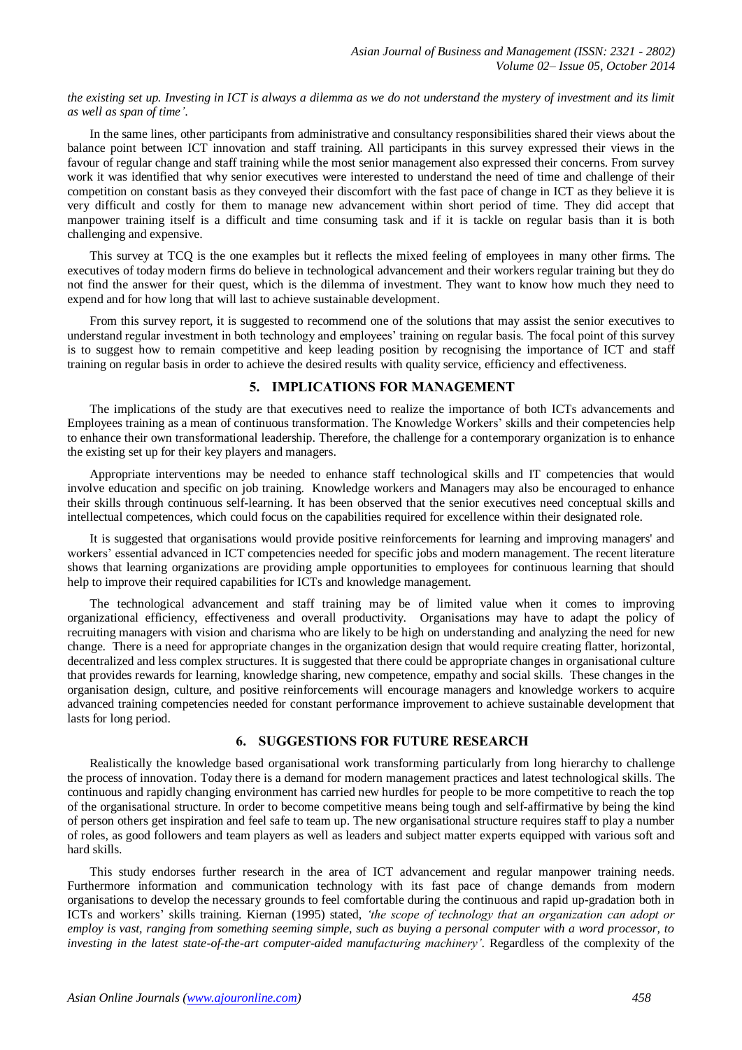*the existing set up. Investing in ICT is always a dilemma as we do not understand the mystery of investment and its limit as well as span of time'.*

In the same lines, other participants from administrative and consultancy responsibilities shared their views about the balance point between ICT innovation and staff training. All participants in this survey expressed their views in the favour of regular change and staff training while the most senior management also expressed their concerns. From survey work it was identified that why senior executives were interested to understand the need of time and challenge of their competition on constant basis as they conveyed their discomfort with the fast pace of change in ICT as they believe it is very difficult and costly for them to manage new advancement within short period of time. They did accept that manpower training itself is a difficult and time consuming task and if it is tackle on regular basis than it is both challenging and expensive.

This survey at TCQ is the one examples but it reflects the mixed feeling of employees in many other firms. The executives of today modern firms do believe in technological advancement and their workers regular training but they do not find the answer for their quest, which is the dilemma of investment. They want to know how much they need to expend and for how long that will last to achieve sustainable development.

From this survey report, it is suggested to recommend one of the solutions that may assist the senior executives to understand regular investment in both technology and employees' training on regular basis. The focal point of this survey is to suggest how to remain competitive and keep leading position by recognising the importance of ICT and staff training on regular basis in order to achieve the desired results with quality service, efficiency and effectiveness.

## 5. IMPLICATIONS FOR MANAGEMENT

The implications of the study are that executives need to realize the importance of both ICTs advancements and Employees training as a mean of continuous transformation. The Knowledge Workers' skills and their competencies help to enhance their own transformational leadership. Therefore, the challenge for a contemporary organization is to enhance the existing set up for their key players and managers.

Appropriate interventions may be needed to enhance staff technological skills and IT competencies that would involve education and specific on job training. Knowledge workers and Managers may also be encouraged to enhance their skills through continuous self-learning. It has been observed that the senior executives need conceptual skills and intellectual competences, which could focus on the capabilities required for excellence within their designated role.

It is suggested that organisations would provide positive reinforcements for learning and improving managers' and workers' essential advanced in ICT competencies needed for specific jobs and modern management. The recent literature shows that learning organizations are providing ample opportunities to employees for continuous learning that should help to improve their required capabilities for ICTs and knowledge management.

The technological advancement and staff training may be of limited value when it comes to improving organizational efficiency, effectiveness and overall productivity. Organisations may have to adapt the policy of recruiting managers with vision and charisma who are likely to be high on understanding and analyzing the need for new change. There is a need for appropriate changes in the organization design that would require creating flatter, horizontal, decentralized and less complex structures. It is suggested that there could be appropriate changes in organisational culture that provides rewards for learning, knowledge sharing, new competence, empathy and social skills. These changes in the organisation design, culture, and positive reinforcements will encourage managers and knowledge workers to acquire advanced training competencies needed for constant performance improvement to achieve sustainable development that lasts for long period.

## 6. SUGGESTIONS FOR FUTURE RESEARCH

Realistically the knowledge based organisational work transforming particularly from long hierarchy to challenge the process of innovation. Today there is a demand for modern management practices and latest technological skills. The continuous and rapidly changing environment has carried new hurdles for people to be more competitive to reach the top of the organisational structure. In order to become competitive means being tough and self-affirmative by being the kind of person others get inspiration and feel safe to team up. The new organisational structure requires staff to play a number of roles, as good followers and team players as well as leaders and subject matter experts equipped with various soft and hard skills.

This study endorses further research in the area of ICT advancement and regular manpower training needs. Furthermore information and communication technology with its fast pace of change demands from modern organisations to develop the necessary grounds to feel comfortable during the continuous and rapid up-gradation both in ICTs and workers' skills training. Kiernan (1995) stated, *'the scope of technology that an organization can adopt or employ is vast, ranging from something seeming simple, such as buying a personal computer with a word processor, to investing in the latest state-of-the-art computer-aided manufacturing machinery'.* Regardless of the complexity of the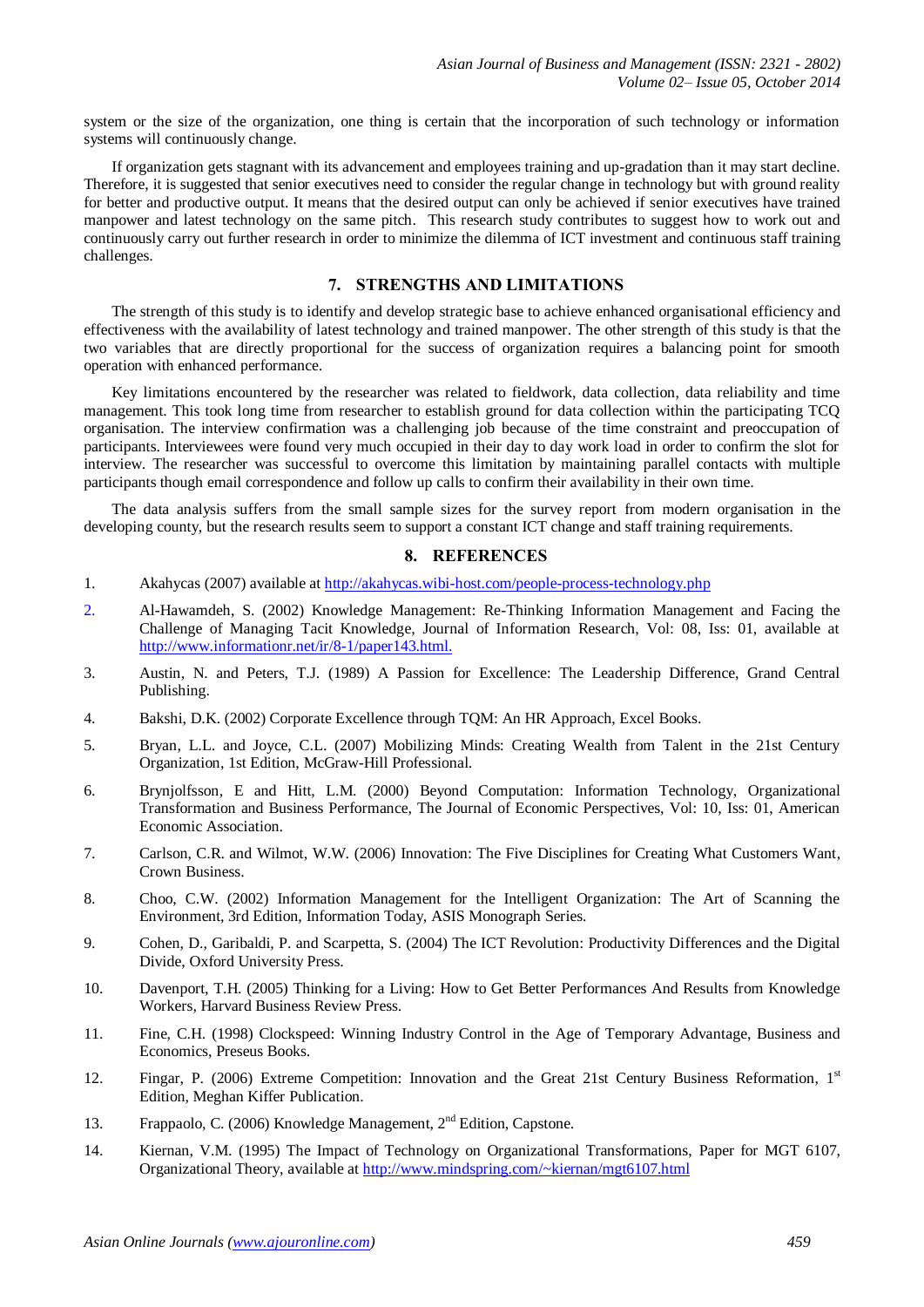system or the size of the organization, one thing is certain that the incorporation of such technology or information systems will continuously change.

If organization gets stagnant with its advancement and employees training and up-gradation than it may start decline. Therefore, it is suggested that senior executives need to consider the regular change in technology but with ground reality for better and productive output. It means that the desired output can only be achieved if senior executives have trained manpower and latest technology on the same pitch. This research study contributes to suggest how to work out and continuously carry out further research in order to minimize the dilemma of ICT investment and continuous staff training challenges.

## 7. STRENGTHS AND LIMITATIONS

The strength of this study is to identify and develop strategic base to achieve enhanced organisational efficiency and effectiveness with the availability of latest technology and trained manpower. The other strength of this study is that the two variables that are directly proportional for the success of organization requires a balancing point for smooth operation with enhanced performance.

Key limitations encountered by the researcher was related to fieldwork, data collection, data reliability and time management. This took long time from researcher to establish ground for data collection within the participating TCQ organisation. The interview confirmation was a challenging job because of the time constraint and preoccupation of participants. Interviewees were found very much occupied in their day to day work load in order to confirm the slot for interview. The researcher was successful to overcome this limitation by maintaining parallel contacts with multiple participants though email correspondence and follow up calls to confirm their availability in their own time.

The data analysis suffers from the small sample sizes for the survey report from modern organisation in the developing county, but the research results seem to support a constant ICT change and staff training requirements.

## 8. REFERENCES

1. Akahycas (2007) available at http://akahycas.wibi-host.com/people-process-technology.php
2. Al-Hawamdeh, S. (2002) Knowledge Management: Re-Thinking Information Management and Facing the Challenge of Managing Tacit Knowledge, Journal of Information Research, Vol: 08, Iss: 01, available at http://www.informationr.net/ir/8-1/paper143.html.
3. Austin, N. and Peters, T.J. (1989) A Passion for Excellence: The Leadership Difference, Grand Central Publishing.
4. Bakshi, D.K. (2002) Corporate Excellence through TQM: An HR Approach, Excel Books.
5. Bryan, L.L. and Joyce, C.L. (2007) Mobilizing Minds: Creating Wealth from Talent in the 21st Century Organization, 1st Edition, McGraw-Hill Professional.
6. Brynjolfsson, E and Hitt, L.M. (2000) Beyond Computation: Information Technology, Organizational Transformation and Business Performance, The Journal of Economic Perspectives, Vol: 10, Iss: 01, American Economic Association.
7. Carlson, C.R. and Wilmot, W.W. (2006) Innovation: The Five Disciplines for Creating What Customers Want, Crown Business.
8. Choo, C.W. (2002) Information Management for the Intelligent Organization: The Art of Scanning the Environment, 3rd Edition, Information Today, ASIS Monograph Series.
9. Cohen, D., Garibaldi, P. and Scarpetta, S. (2004) The ICT Revolution: Productivity Differences and the Digital Divide, Oxford University Press.
10. Davenport, T.H. (2005) Thinking for a Living: How to Get Better Performances And Results from Knowledge Workers, Harvard Business Review Press.
11. Fine, C.H. (1998) Clockspeed: Winning Industry Control in the Age of Temporary Advantage, Business and Economics, Preseus Books.
12. Fingar, P. (2006) Extreme Competition: Innovation and the Great 21st Century Business Reformation, 1st Edition, Meghan Kiffer Publication.
13. Frappaolo, C. (2006) Knowledge Management, 2nd Edition, Capstone.
14. Kiernan, V.M. (1995) The Impact of Technology on Organizational Transformations, Paper for MGT 6107, Organizational Theory, available at http://www.mindspring.com/~kiernan/mgt6107.html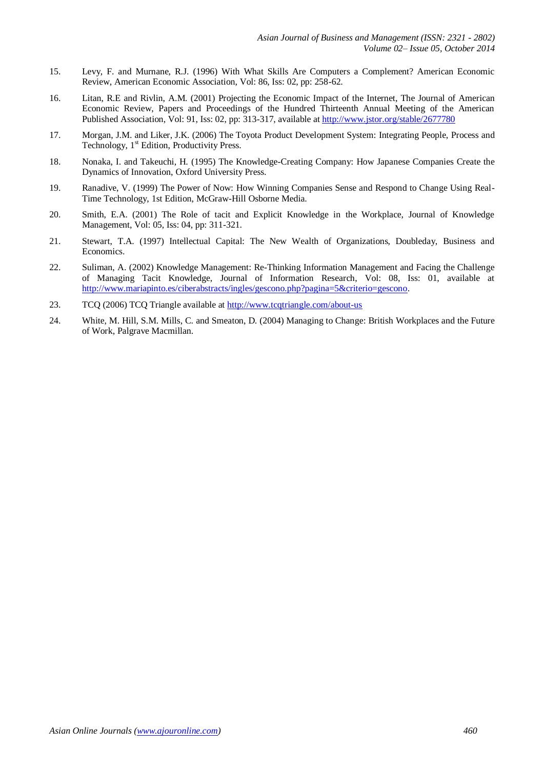15. Levy, F. and Murnane, R.J. (1996) With What Skills Are Computers a Complement? American Economic Review, American Economic Association, Vol: 86, Iss: 02, pp: 258-62.

16. Litan, R.E and Rivlin, A.M. (2001) Projecting the Economic Impact of the Internet, The Journal of American Economic Review, Papers and Proceedings of the Hundred Thirteenth Annual Meeting of the American Published Association, Vol: 91, Iss: 02, pp: 313-317, available at http://www.jstor.org/stable/2677780

17. Morgan, J.M. and Liker, J.K. (2006) The Toyota Product Development System: Integrating People, Process and Technology, 1st Edition, Productivity Press.

18. Nonaka, I. and Takeuchi, H. (1995) The Knowledge-Creating Company: How Japanese Companies Create the Dynamics of Innovation, Oxford University Press.

19. Ranadive, V. (1999) The Power of Now: How Winning Companies Sense and Respond to Change Using Real-Time Technology, 1st Edition, McGraw-Hill Osborne Media.

20. Smith, E.A. (2001) The Role of tacit and Explicit Knowledge in the Workplace, Journal of Knowledge Management, Vol: 05, Iss: 04, pp: 311-321.

21. Stewart, T.A. (1997) Intellectual Capital: The New Wealth of Organizations, Doubleday, Business and Economics.

22. Suliman, A. (2002) Knowledge Management: Re-Thinking Information Management and Facing the Challenge of Managing Tacit Knowledge, Journal of Information Research, Vol: 08, Iss: 01, available at http://www.mariapinto.es/ciberabstracts/ingles/gescono.php?pagina=5&criterio=gescono.

23. TCQ (2006) TCQ Triangle available at http://www.tcqtriangle.com/about-us

24. White, M. Hill, S.M. Mills, C. and Smeaton, D. (2004) Managing to Change: British Workplaces and the Future of Work, Palgrave Macmillan.